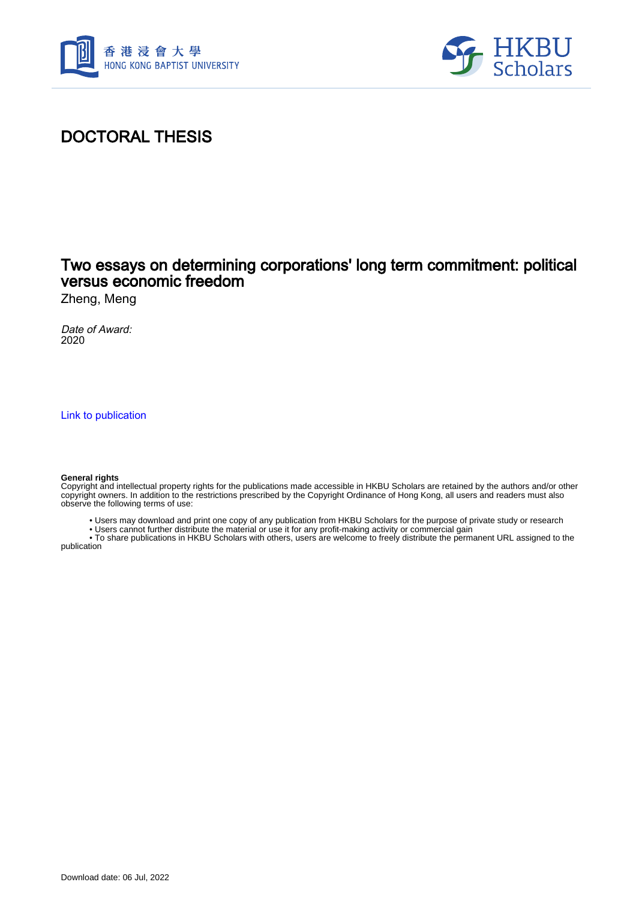香港浸會大學
HONG KONG BAPTIST UNIVERSITY

HKBU Scholars

# DOCTORAL THESIS

## Two essays on determining corporations' long term commitment: political versus economic freedom

Zheng, Meng

*Date of Award:*
2020

Link to publication

**General rights**
Copyright and intellectual property rights for the publications made accessible in HKBU Scholars are retained by the authors and/or other copyright owners. In addition to the restrictions prescribed by the Copyright Ordinance of Hong Kong, all users and readers must also observe the following terms of use:

- Users may download and print one copy of any publication from HKBU Scholars for the purpose of private study or research
- Users cannot further distribute the material or use it for any profit-making activity or commercial gain
- To share publications in HKBU Scholars with others, users are welcome to freely distribute the permanent URL assigned to the publication

Download date: 06 Jul, 2022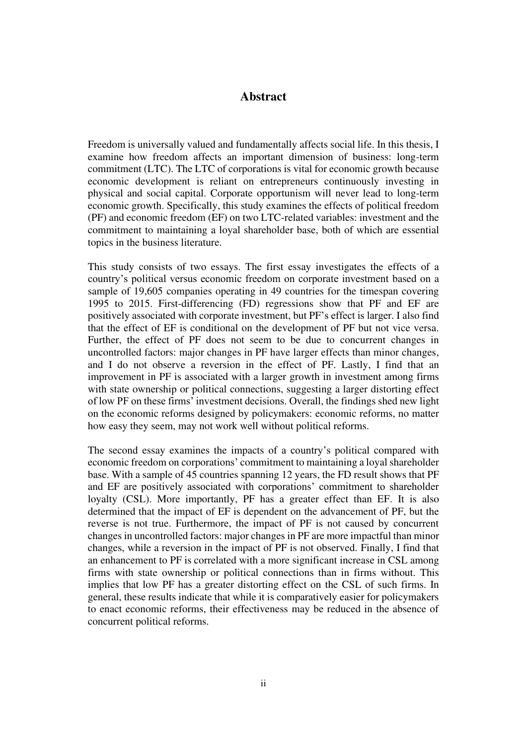# Abstract

Freedom is universally valued and fundamentally affects social life. In this thesis, I examine how freedom affects an important dimension of business: long-term commitment (LTC). The LTC of corporations is vital for economic growth because economic development is reliant on entrepreneurs continuously investing in physical and social capital. Corporate opportunism will never lead to long-term economic growth. Specifically, this study examines the effects of political freedom (PF) and economic freedom (EF) on two LTC-related variables: investment and the commitment to maintaining a loyal shareholder base, both of which are essential topics in the business literature.

This study consists of two essays. The first essay investigates the effects of a country's political versus economic freedom on corporate investment based on a sample of 19,605 companies operating in 49 countries for the timespan covering 1995 to 2015. First-differencing (FD) regressions show that PF and EF are positively associated with corporate investment, but PF's effect is larger. I also find that the effect of EF is conditional on the development of PF but not vice versa. Further, the effect of PF does not seem to be due to concurrent changes in uncontrolled factors: major changes in PF have larger effects than minor changes, and I do not observe a reversion in the effect of PF. Lastly, I find that an improvement in PF is associated with a larger growth in investment among firms with state ownership or political connections, suggesting a larger distorting effect of low PF on these firms' investment decisions. Overall, the findings shed new light on the economic reforms designed by policymakers: economic reforms, no matter how easy they seem, may not work well without political reforms.

The second essay examines the impacts of a country's political compared with economic freedom on corporations' commitment to maintaining a loyal shareholder base. With a sample of 45 countries spanning 12 years, the FD result shows that PF and EF are positively associated with corporations' commitment to shareholder loyalty (CSL). More importantly, PF has a greater effect than EF. It is also determined that the impact of EF is dependent on the advancement of PF, but the reverse is not true. Furthermore, the impact of PF is not caused by concurrent changes in uncontrolled factors: major changes in PF are more impactful than minor changes, while a reversion in the impact of PF is not observed. Finally, I find that an enhancement to PF is correlated with a more significant increase in CSL among firms with state ownership or political connections than in firms without. This implies that low PF has a greater distorting effect on the CSL of such firms. In general, these results indicate that while it is comparatively easier for policymakers to enact economic reforms, their effectiveness may be reduced in the absence of concurrent political reforms.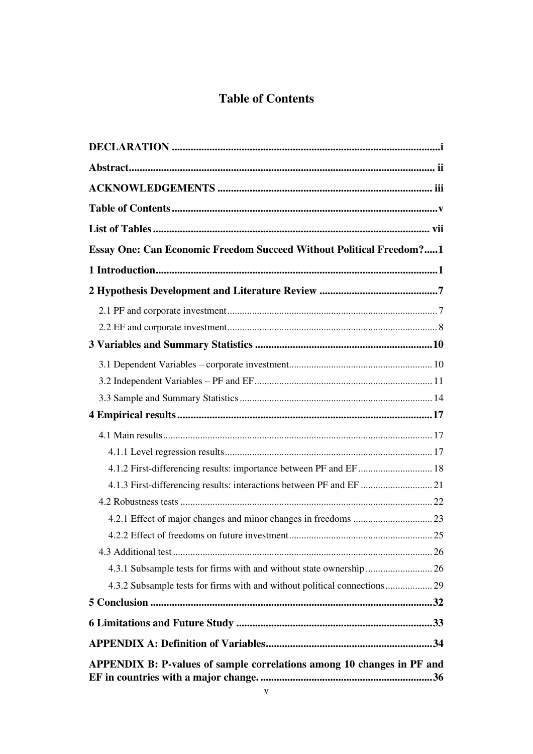# Table of Contents

**DECLARATION** ...................................................................................................i

**Abstract**................................................................................................................ ii

**ACKNOWLEDGEMENTS** ............................................................................... iii

**Table of Contents**...................................................................................................v

**List of Tables**....................................................................................................... vii

**Essay One: Can Economic Freedom Succeed Without Political Freedom?**.....1

**1 Introduction**.........................................................................................................1

**2 Hypothesis Development and Literature Review** ............................................7

2.1 PF and corporate investment.................................................................................... 7

2.2 EF and corporate investment.................................................................................... 8

**3 Variables and Summary Statistics** .................................................................10

3.1 Dependent Variables – corporate investment......................................................... 10

3.2 Independent Variables – PF and EF....................................................................... 11

3.3 Sample and Summary Statistics............................................................................. 14

**4 Empirical results**..............................................................................................17

4.1 Main results............................................................................................................ 17

4.1.1 Level regression results................................................................................... 17

4.1.2 First-differencing results: importance between PF and EF.............................. 18

4.1.3 First-differencing results: interactions between PF and EF ............................ 21

4.2 Robustness tests ..................................................................................................... 22

4.2.1 Effect of major changes and minor changes in freedoms ................................ 23

4.2.2 Effect of freedoms on future investment.......................................................... 25

4.3 Additional test........................................................................................................ 26

4.3.1 Subsample tests for firms with and without state ownership........................... 26

4.3.2 Subsample tests for firms with and without political connections................... 29

**5 Conclusion** .........................................................................................................32

**6 Limitations and Future Study** .........................................................................33

**APPENDIX A: Definition of Variables**..............................................................34

**APPENDIX B: P-values of sample correlations among 10 changes in PF and EF in countries with a major change.** ...............................................................36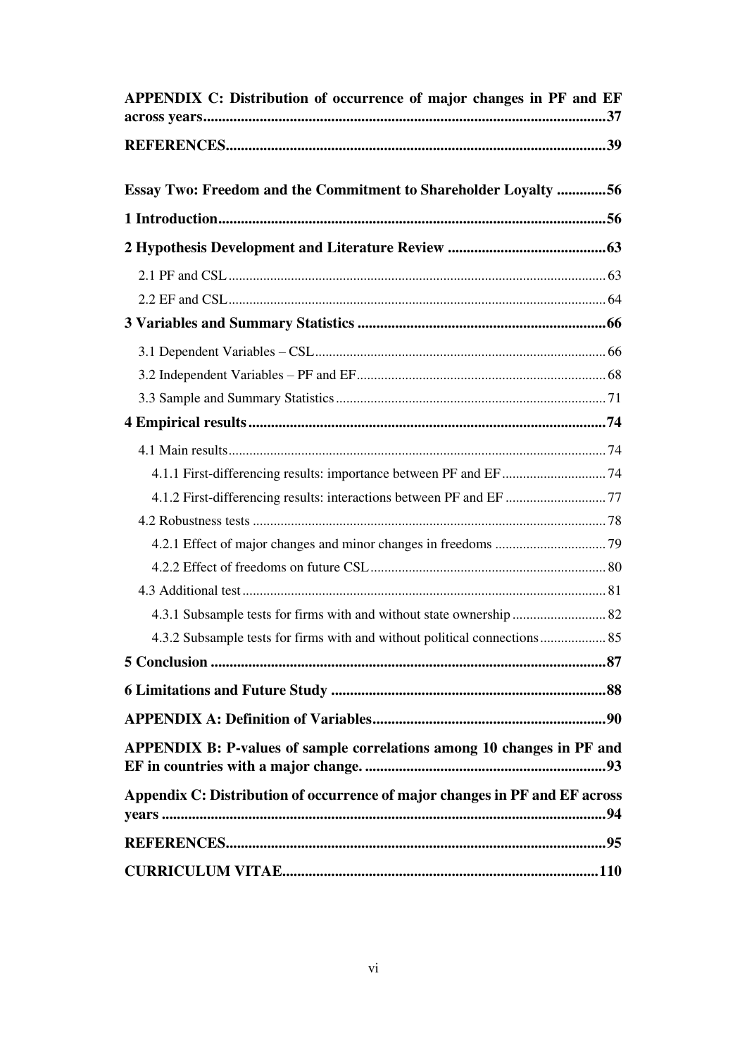**APPENDIX C: Distribution of occurrence of major changes in PF and EF across years** ..... 37

**REFERENCES** ..... 39

**Essay Two: Freedom and the Commitment to Shareholder Loyalty** ..... 56

**1 Introduction** ..... 56

**2 Hypothesis Development and Literature Review** ..... 63

- 2.1 PF and CSL ..... 63
- 2.2 EF and CSL ..... 64

**3 Variables and Summary Statistics** ..... 66

- 3.1 Dependent Variables – CSL ..... 66
- 3.2 Independent Variables – PF and EF ..... 68
- 3.3 Sample and Summary Statistics ..... 71

**4 Empirical results** ..... 74

- 4.1 Main results ..... 74
  - 4.1.1 First-differencing results: importance between PF and EF ..... 74
  - 4.1.2 First-differencing results: interactions between PF and EF ..... 77
- 4.2 Robustness tests ..... 78
  - 4.2.1 Effect of major changes and minor changes in freedoms ..... 79
  - 4.2.2 Effect of freedoms on future CSL ..... 80
- 4.3 Additional test ..... 81
  - 4.3.1 Subsample tests for firms with and without state ownership ..... 82
  - 4.3.2 Subsample tests for firms with and without political connections ..... 85

**5 Conclusion** ..... 87

**6 Limitations and Future Study** ..... 88

**APPENDIX A: Definition of Variables** ..... 90

**APPENDIX B: P-values of sample correlations among 10 changes in PF and EF in countries with a major change.** ..... 93

**Appendix C: Distribution of occurrence of major changes in PF and EF across years** ..... 94

**REFERENCES** ..... 95

**CURRICULUM VITAE** ..... 110